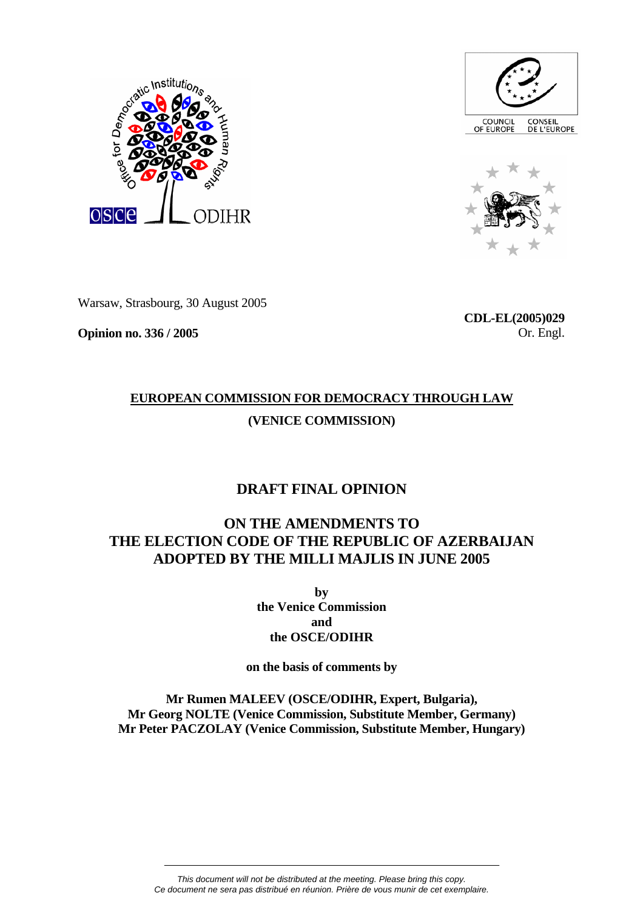Warsaw, Strasbourg, 30 August 2005

**Opinion no. 336 / 2005**

**CDL-EL(2005)029**
Or. Engl.

**EUROPEAN COMMISSION FOR DEMOCRACY THROUGH LAW**

**(VENICE COMMISSION)**

# DRAFT FINAL OPINION

# ON THE AMENDMENTS TO THE ELECTION CODE OF THE REPUBLIC OF AZERBAIJAN ADOPTED BY THE MILLI MAJLIS IN JUNE 2005

**by**
**the Venice Commission**
**and**
**the OSCE/ODIHR**

**on the basis of comments by**

**Mr Rumen MALEEV (OSCE/ODIHR, Expert, Bulgaria),**
**Mr Georg NOLTE (Venice Commission, Substitute Member, Germany)**
**Mr Peter PACZOLAY (Venice Commission, Substitute Member, Hungary)**

*This document will not be distributed at the meeting. Please bring this copy.*
*Ce document ne sera pas distribué en réunion. Prière de vous munir de cet exemplaire.*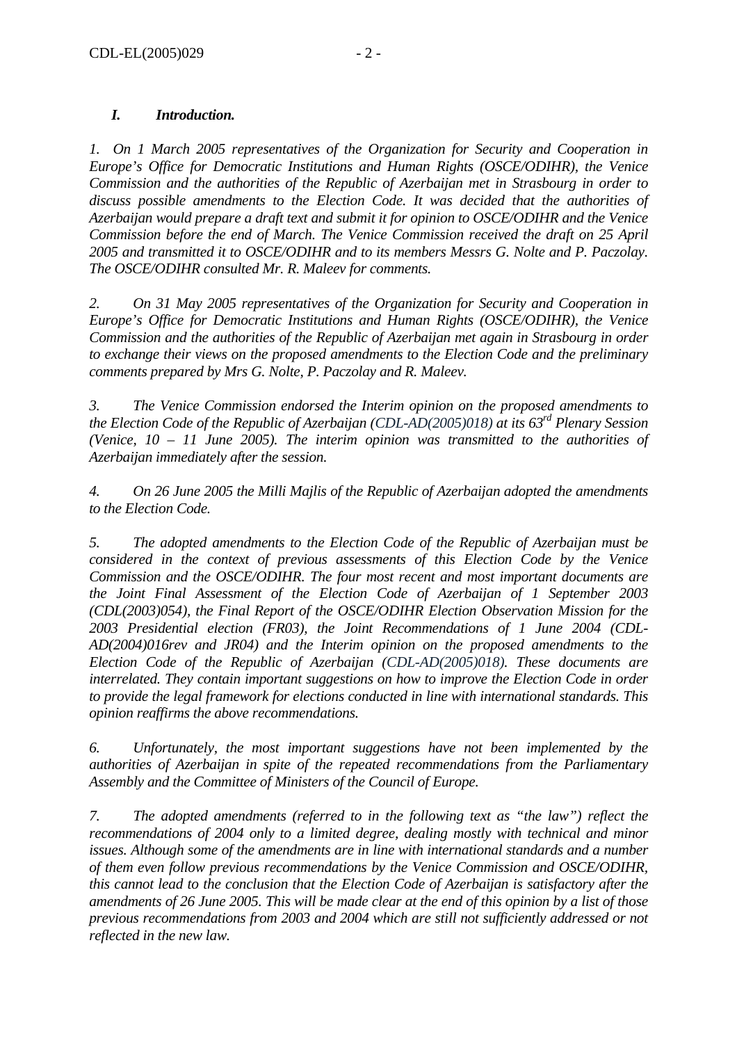## *I. Introduction.*

*1. On 1 March 2005 representatives of the Organization for Security and Cooperation in Europe's Office for Democratic Institutions and Human Rights (OSCE/ODIHR), the Venice Commission and the authorities of the Republic of Azerbaijan met in Strasbourg in order to discuss possible amendments to the Election Code. It was decided that the authorities of Azerbaijan would prepare a draft text and submit it for opinion to OSCE/ODIHR and the Venice Commission before the end of March. The Venice Commission received the draft on 25 April 2005 and transmitted it to OSCE/ODIHR and to its members Messrs G. Nolte and P. Paczolay. The OSCE/ODIHR consulted Mr. R. Maleev for comments.*

*2. On 31 May 2005 representatives of the Organization for Security and Cooperation in Europe's Office for Democratic Institutions and Human Rights (OSCE/ODIHR), the Venice Commission and the authorities of the Republic of Azerbaijan met again in Strasbourg in order to exchange their views on the proposed amendments to the Election Code and the preliminary comments prepared by Mrs G. Nolte, P. Paczolay and R. Maleev.*

*3. The Venice Commission endorsed the Interim opinion on the proposed amendments to the Election Code of the Republic of Azerbaijan (CDL-AD(2005)018) at its 63rd Plenary Session (Venice, 10 – 11 June 2005). The interim opinion was transmitted to the authorities of Azerbaijan immediately after the session.*

*4. On 26 June 2005 the Milli Majlis of the Republic of Azerbaijan adopted the amendments to the Election Code.*

*5. The adopted amendments to the Election Code of the Republic of Azerbaijan must be considered in the context of previous assessments of this Election Code by the Venice Commission and the OSCE/ODIHR. The four most recent and most important documents are the Joint Final Assessment of the Election Code of Azerbaijan of 1 September 2003 (CDL(2003)054), the Final Report of the OSCE/ODIHR Election Observation Mission for the 2003 Presidential election (FR03), the Joint Recommendations of 1 June 2004 (CDL-AD(2004)016rev and JR04) and the Interim opinion on the proposed amendments to the Election Code of the Republic of Azerbaijan (CDL-AD(2005)018). These documents are interrelated. They contain important suggestions on how to improve the Election Code in order to provide the legal framework for elections conducted in line with international standards. This opinion reaffirms the above recommendations.*

*6. Unfortunately, the most important suggestions have not been implemented by the authorities of Azerbaijan in spite of the repeated recommendations from the Parliamentary Assembly and the Committee of Ministers of the Council of Europe.*

*7. The adopted amendments (referred to in the following text as "the law") reflect the recommendations of 2004 only to a limited degree, dealing mostly with technical and minor issues. Although some of the amendments are in line with international standards and a number of them even follow previous recommendations by the Venice Commission and OSCE/ODIHR, this cannot lead to the conclusion that the Election Code of Azerbaijan is satisfactory after the amendments of 26 June 2005. This will be made clear at the end of this opinion by a list of those previous recommendations from 2003 and 2004 which are still not sufficiently addressed or not reflected in the new law.*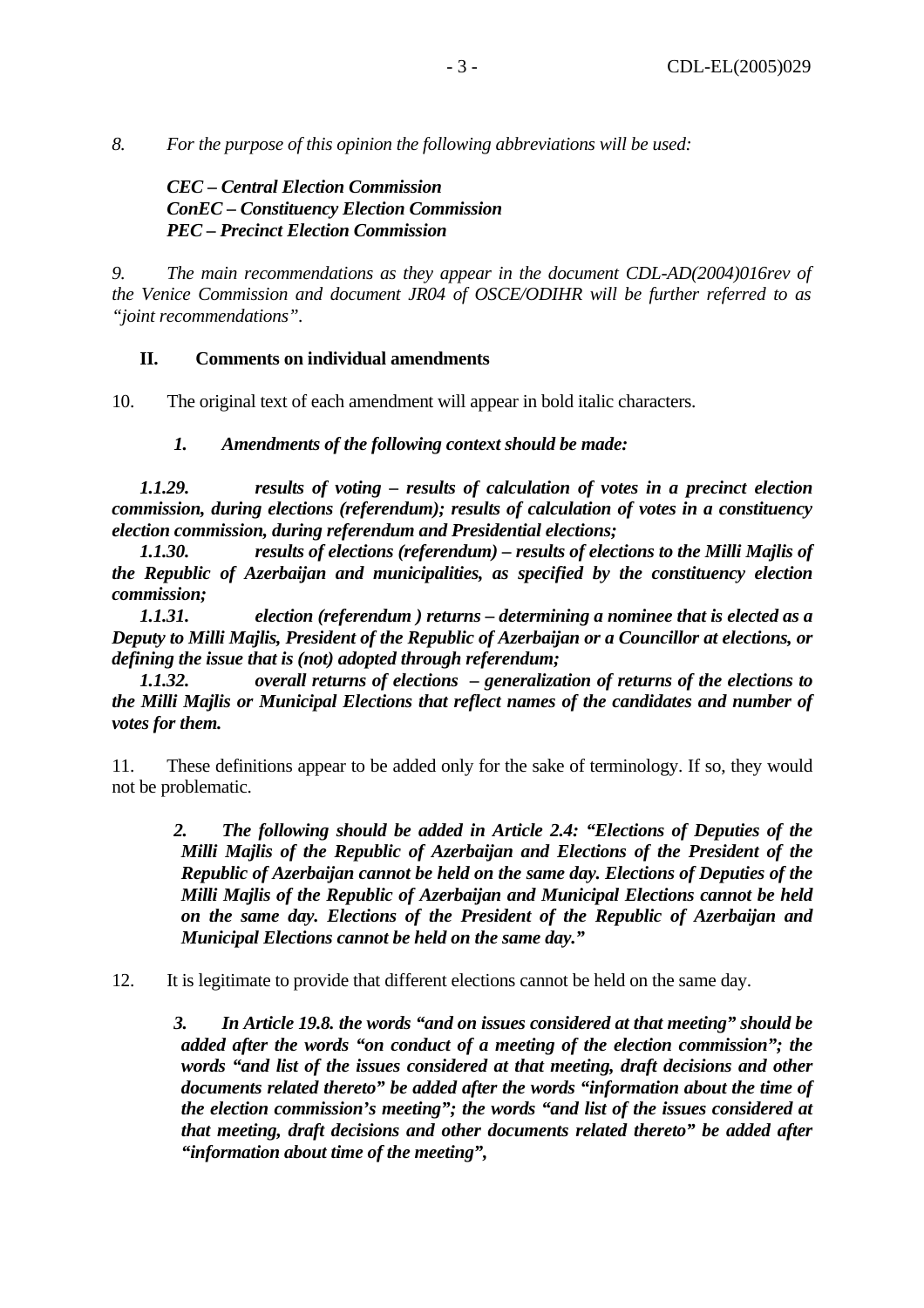*8. For the purpose of this opinion the following abbreviations will be used:*

***CEC – Central Election Commission***
***ConEC – Constituency Election Commission***
***PEC – Precinct Election Commission***

*9. The main recommendations as they appear in the document CDL-AD(2004)016rev of the Venice Commission and document JR04 of OSCE/ODIHR will be further referred to as "joint recommendations".*

## II. Comments on individual amendments

10. The original text of each amendment will appear in bold italic characters.

***1. Amendments of the following context should be made:***

***1.1.29. results of voting – results of calculation of votes in a precinct election commission, during elections (referendum); results of calculation of votes in a constituency election commission, during referendum and Presidential elections;***

***1.1.30. results of elections (referendum) – results of elections to the Milli Majlis of the Republic of Azerbaijan and municipalities, as specified by the constituency election commission;***

***1.1.31. election (referendum ) returns – determining a nominee that is elected as a Deputy to Milli Majlis, President of the Republic of Azerbaijan or a Councillor at elections, or defining the issue that is (not) adopted through referendum;***

***1.1.32. overall returns of elections – generalization of returns of the elections to the Milli Majlis or Municipal Elections that reflect names of the candidates and number of votes for them.***

11. These definitions appear to be added only for the sake of terminology. If so, they would not be problematic.

***2. The following should be added in Article 2.4: "Elections of Deputies of the Milli Majlis of the Republic of Azerbaijan and Elections of the President of the Republic of Azerbaijan cannot be held on the same day. Elections of Deputies of the Milli Majlis of the Republic of Azerbaijan and Municipal Elections cannot be held on the same day. Elections of the President of the Republic of Azerbaijan and Municipal Elections cannot be held on the same day."***

12. It is legitimate to provide that different elections cannot be held on the same day.

***3. In Article 19.8. the words "and on issues considered at that meeting" should be added after the words "on conduct of a meeting of the election commission"; the words "and list of the issues considered at that meeting, draft decisions and other documents related thereto" be added after the words "information about the time of the election commission's meeting"; the words "and list of the issues considered at that meeting, draft decisions and other documents related thereto" be added after "information about time of the meeting",***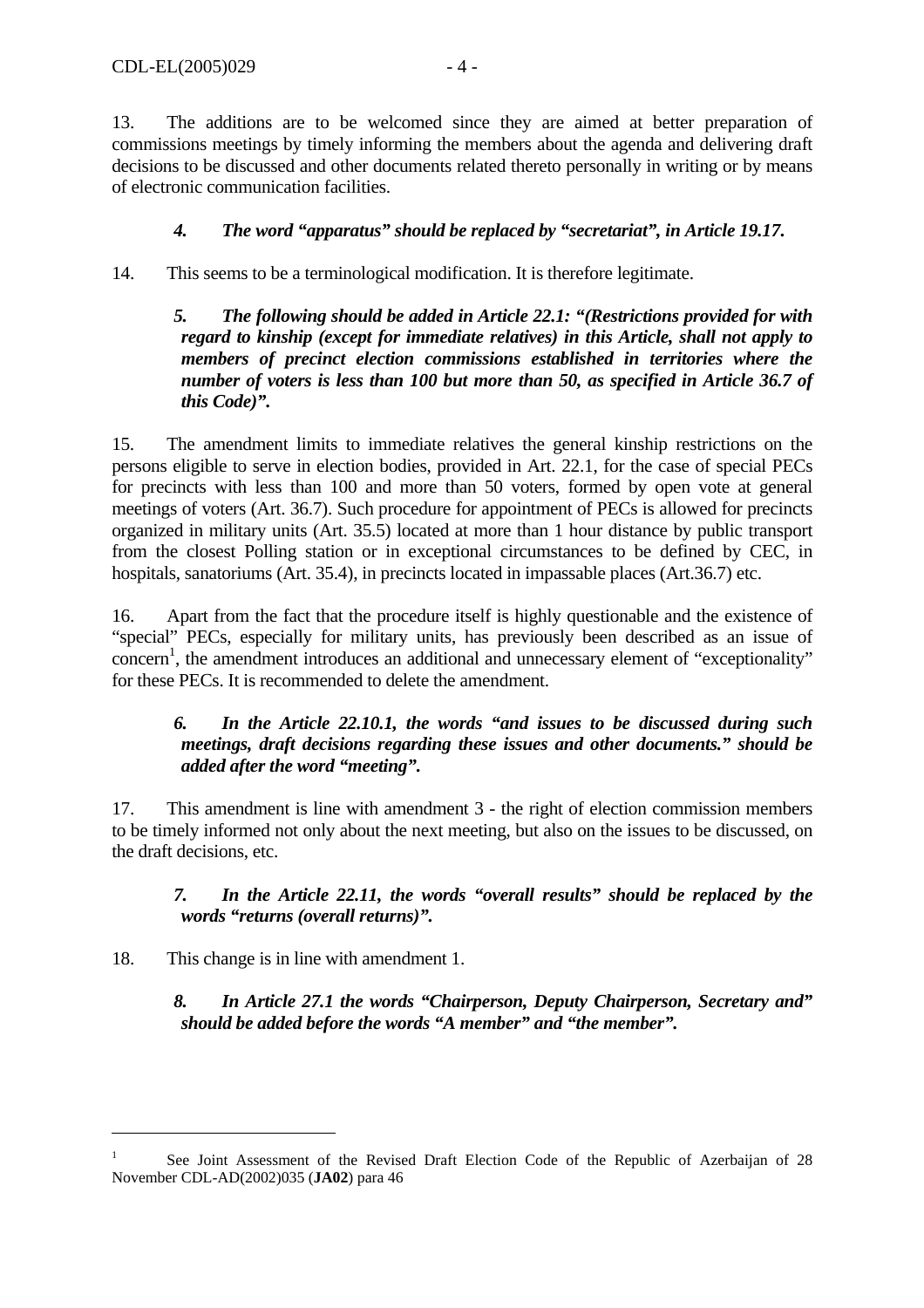13. The additions are to be welcomed since they are aimed at better preparation of commissions meetings by timely informing the members about the agenda and delivering draft decisions to be discussed and other documents related thereto personally in writing or by means of electronic communication facilities.

> ***4. The word "apparatus" should be replaced by "secretariat", in Article 19.17.***

14. This seems to be a terminological modification. It is therefore legitimate.

> ***5. The following should be added in Article 22.1: "(Restrictions provided for with regard to kinship (except for immediate relatives) in this Article, shall not apply to members of precinct election commissions established in territories where the number of voters is less than 100 but more than 50, as specified in Article 36.7 of this Code)".***

15. The amendment limits to immediate relatives the general kinship restrictions on the persons eligible to serve in election bodies, provided in Art. 22.1, for the case of special PECs for precincts with less than 100 and more than 50 voters, formed by open vote at general meetings of voters (Art. 36.7). Such procedure for appointment of PECs is allowed for precincts organized in military units (Art. 35.5) located at more than 1 hour distance by public transport from the closest Polling station or in exceptional circumstances to be defined by CEC, in hospitals, sanatoriums (Art. 35.4), in precincts located in impassable places (Art.36.7) etc.

16. Apart from the fact that the procedure itself is highly questionable and the existence of "special" PECs, especially for military units, has previously been described as an issue of concern[1], the amendment introduces an additional and unnecessary element of "exceptionality" for these PECs. It is recommended to delete the amendment.

> ***6. In the Article 22.10.1, the words "and issues to be discussed during such meetings, draft decisions regarding these issues and other documents." should be added after the word "meeting".***

17. This amendment is line with amendment 3 - the right of election commission members to be timely informed not only about the next meeting, but also on the issues to be discussed, on the draft decisions, etc.

> ***7. In the Article 22.11, the words "overall results" should be replaced by the words "returns (overall returns)".***

18. This change is in line with amendment 1.

> ***8. In Article 27.1 the words "Chairperson, Deputy Chairperson, Secretary and" should be added before the words "A member" and "the member".***

---

[1] See Joint Assessment of the Revised Draft Election Code of the Republic of Azerbaijan of 28 November CDL-AD(2002)035 (**JA02**) para 46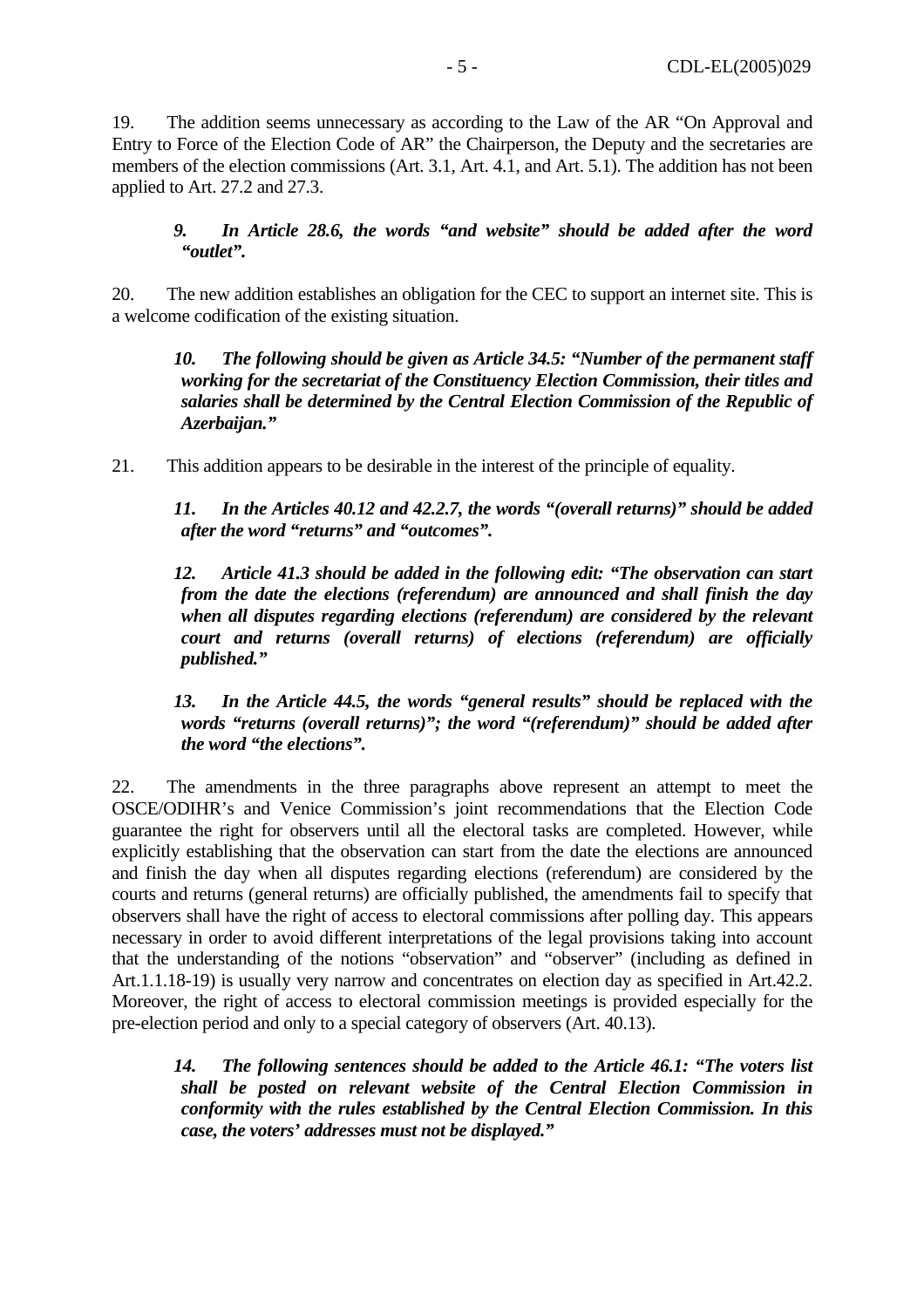19. The addition seems unnecessary as according to the Law of the AR "On Approval and Entry to Force of the Election Code of AR" the Chairperson, the Deputy and the secretaries are members of the election commissions (Art. 3.1, Art. 4.1, and Art. 5.1). The addition has not been applied to Art. 27.2 and 27.3.

> ***9. In Article 28.6, the words "and website" should be added after the word "outlet".***

20. The new addition establishes an obligation for the CEC to support an internet site. This is a welcome codification of the existing situation.

> ***10. The following should be given as Article 34.5: "Number of the permanent staff working for the secretariat of the Constituency Election Commission, their titles and salaries shall be determined by the Central Election Commission of the Republic of Azerbaijan."***

21. This addition appears to be desirable in the interest of the principle of equality.

> ***11. In the Articles 40.12 and 42.2.7, the words "(overall returns)" should be added after the word "returns" and "outcomes".***
>
> ***12. Article 41.3 should be added in the following edit: "The observation can start from the date the elections (referendum) are announced and shall finish the day when all disputes regarding elections (referendum) are considered by the relevant court and returns (overall returns) of elections (referendum) are officially published."***
>
> ***13. In the Article 44.5, the words "general results" should be replaced with the words "returns (overall returns)"; the word "(referendum)" should be added after the word "the elections".***

22. The amendments in the three paragraphs above represent an attempt to meet the OSCE/ODIHR's and Venice Commission's joint recommendations that the Election Code guarantee the right for observers until all the electoral tasks are completed. However, while explicitly establishing that the observation can start from the date the elections are announced and finish the day when all disputes regarding elections (referendum) are considered by the courts and returns (general returns) are officially published, the amendments fail to specify that observers shall have the right of access to electoral commissions after polling day. This appears necessary in order to avoid different interpretations of the legal provisions taking into account that the understanding of the notions "observation" and "observer" (including as defined in Art.1.1.18-19) is usually very narrow and concentrates on election day as specified in Art.42.2. Moreover, the right of access to electoral commission meetings is provided especially for the pre-election period and only to a special category of observers (Art. 40.13).

> ***14. The following sentences should be added to the Article 46.1: "The voters list shall be posted on relevant website of the Central Election Commission in conformity with the rules established by the Central Election Commission. In this case, the voters' addresses must not be displayed."***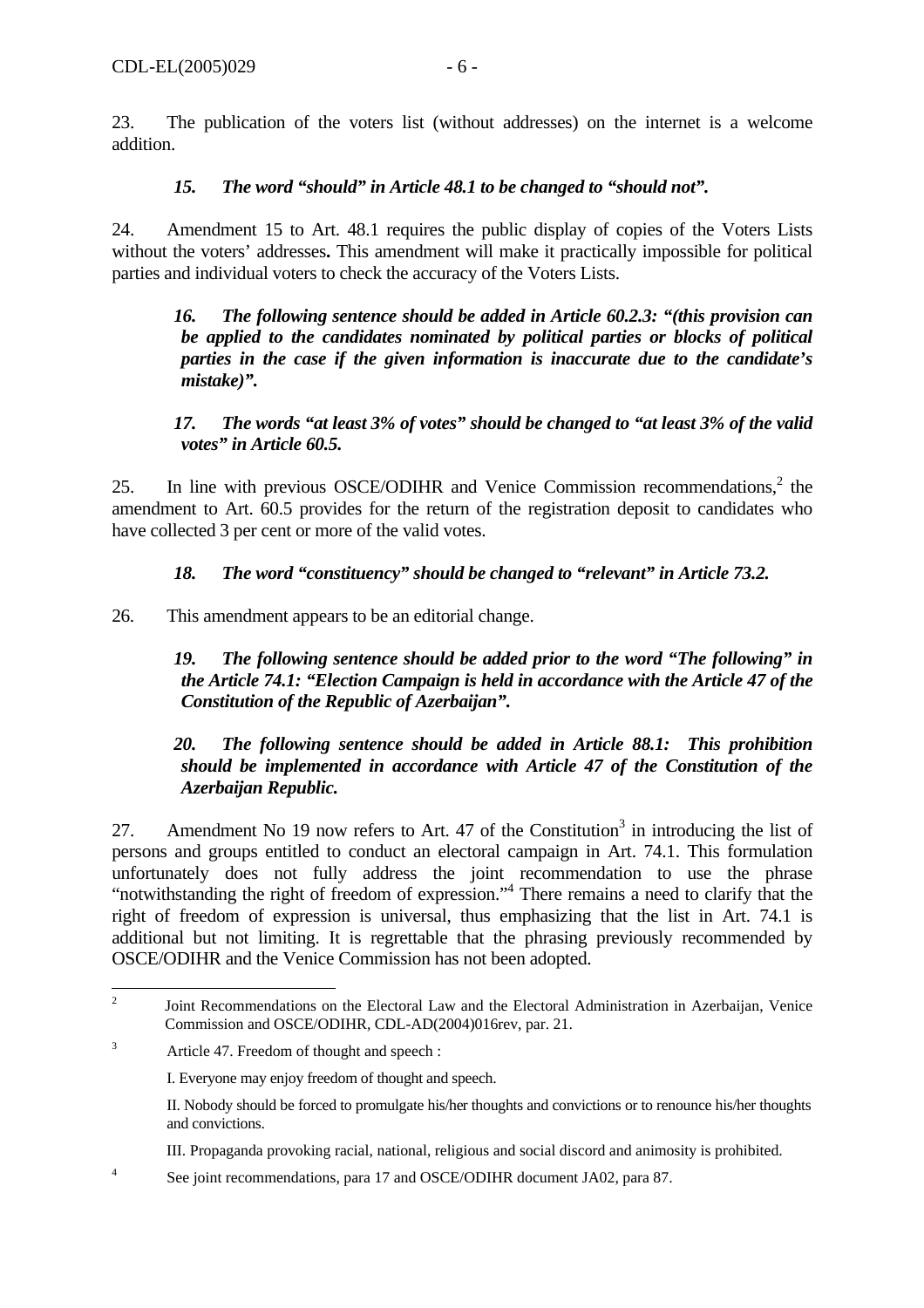23. The publication of the voters list (without addresses) on the internet is a welcome addition.

> ***15. The word "should" in Article 48.1 to be changed to "should not".***

24. Amendment 15 to Art. 48.1 requires the public display of copies of the Voters Lists without the voters' addresses**.** This amendment will make it practically impossible for political parties and individual voters to check the accuracy of the Voters Lists.

> ***16. The following sentence should be added in Article 60.2.3: "(this provision can be applied to the candidates nominated by political parties or blocks of political parties in the case if the given information is inaccurate due to the candidate's mistake)".***

> ***17. The words "at least 3% of votes" should be changed to "at least 3% of the valid votes" in Article 60.5.***

25. In line with previous OSCE/ODIHR and Venice Commission recommendations,[2] the amendment to Art. 60.5 provides for the return of the registration deposit to candidates who have collected 3 per cent or more of the valid votes.

> ***18. The word "constituency" should be changed to "relevant" in Article 73.2.***

26. This amendment appears to be an editorial change.

> ***19. The following sentence should be added prior to the word "The following" in the Article 74.1: "Election Campaign is held in accordance with the Article 47 of the Constitution of the Republic of Azerbaijan".***

> ***20. The following sentence should be added in Article 88.1: This prohibition should be implemented in accordance with Article 47 of the Constitution of the Azerbaijan Republic.***

27. Amendment No 19 now refers to Art. 47 of the Constitution[3] in introducing the list of persons and groups entitled to conduct an electoral campaign in Art. 74.1. This formulation unfortunately does not fully address the joint recommendation to use the phrase "notwithstanding the right of freedom of expression."[4] There remains a need to clarify that the right of freedom of expression is universal, thus emphasizing that the list in Art. 74.1 is additional but not limiting. It is regrettable that the phrasing previously recommended by OSCE/ODIHR and the Venice Commission has not been adopted.

---

[2] Joint Recommendations on the Electoral Law and the Electoral Administration in Azerbaijan, Venice Commission and OSCE/ODIHR, CDL-AD(2004)016rev, par. 21.

[3] Article 47. Freedom of thought and speech :

I. Everyone may enjoy freedom of thought and speech.

II. Nobody should be forced to promulgate his/her thoughts and convictions or to renounce his/her thoughts and convictions.

III. Propaganda provoking racial, national, religious and social discord and animosity is prohibited.

[4] See joint recommendations, para 17 and OSCE/ODIHR document JA02, para 87.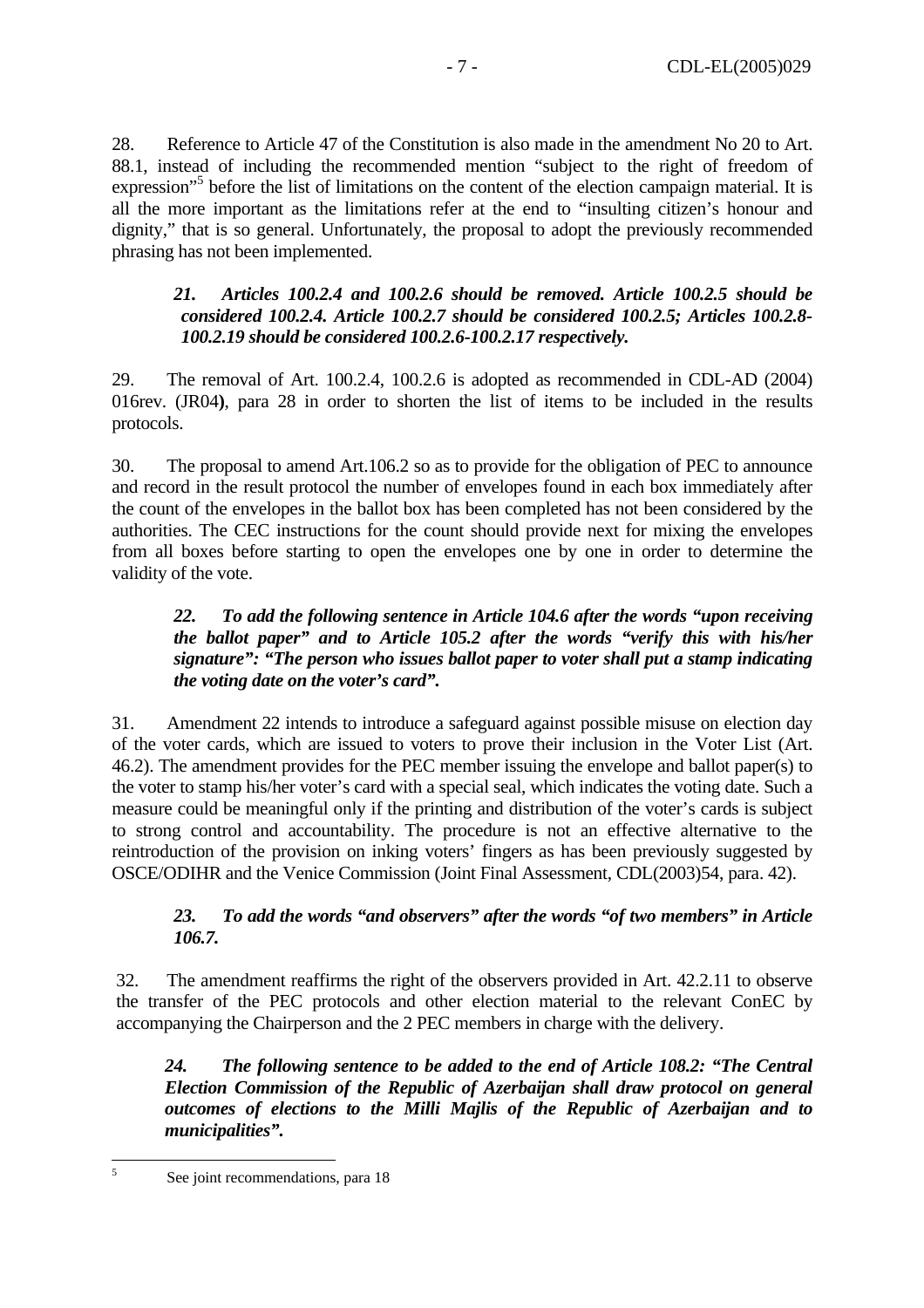28. Reference to Article 47 of the Constitution is also made in the amendment No 20 to Art. 88.1, instead of including the recommended mention "subject to the right of freedom of expression"[5] before the list of limitations on the content of the election campaign material. It is all the more important as the limitations refer at the end to "insulting citizen's honour and dignity," that is so general. Unfortunately, the proposal to adopt the previously recommended phrasing has not been implemented.

> ***21. Articles 100.2.4 and 100.2.6 should be removed. Article 100.2.5 should be considered 100.2.4. Article 100.2.7 should be considered 100.2.5; Articles 100.2.8-100.2.19 should be considered 100.2.6-100.2.17 respectively.***

29. The removal of Art. 100.2.4, 100.2.6 is adopted as recommended in CDL-AD (2004) 016rev. (JR04**)**, para 28 in order to shorten the list of items to be included in the results protocols.

30. The proposal to amend Art.106.2 so as to provide for the obligation of PEC to announce and record in the result protocol the number of envelopes found in each box immediately after the count of the envelopes in the ballot box has been completed has not been considered by the authorities. The CEC instructions for the count should provide next for mixing the envelopes from all boxes before starting to open the envelopes one by one in order to determine the validity of the vote.

> ***22. To add the following sentence in Article 104.6 after the words "upon receiving the ballot paper" and to Article 105.2 after the words "verify this with his/her signature": "The person who issues ballot paper to voter shall put a stamp indicating the voting date on the voter's card".***

31. Amendment 22 intends to introduce a safeguard against possible misuse on election day of the voter cards, which are issued to voters to prove their inclusion in the Voter List (Art. 46.2). The amendment provides for the PEC member issuing the envelope and ballot paper(s) to the voter to stamp his/her voter's card with a special seal, which indicates the voting date. Such a measure could be meaningful only if the printing and distribution of the voter's cards is subject to strong control and accountability. The procedure is not an effective alternative to the reintroduction of the provision on inking voters' fingers as has been previously suggested by OSCE/ODIHR and the Venice Commission (Joint Final Assessment, CDL(2003)54, para. 42).

> ***23. To add the words "and observers" after the words "of two members" in Article 106.7.***

32. The amendment reaffirms the right of the observers provided in Art. 42.2.11 to observe the transfer of the PEC protocols and other election material to the relevant ConEC by accompanying the Chairperson and the 2 PEC members in charge with the delivery.

***24. The following sentence to be added to the end of Article 108.2: "The Central Election Commission of the Republic of Azerbaijan shall draw protocol on general outcomes of elections to the Milli Majlis of the Republic of Azerbaijan and to municipalities".***

---

[5] See joint recommendations, para 18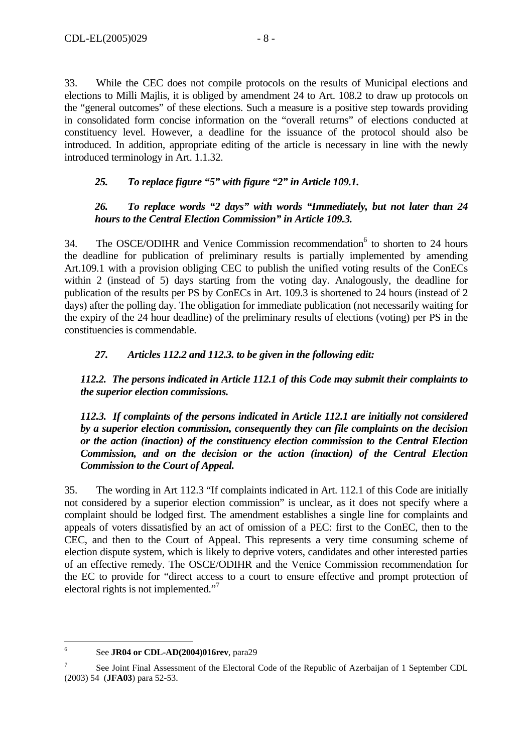33. While the CEC does not compile protocols on the results of Municipal elections and elections to Milli Majlis, it is obliged by amendment 24 to Art. 108.2 to draw up protocols on the "general outcomes" of these elections. Such a measure is a positive step towards providing in consolidated form concise information on the "overall returns" of elections conducted at constituency level. However, a deadline for the issuance of the protocol should also be introduced. In addition, appropriate editing of the article is necessary in line with the newly introduced terminology in Art. 1.1.32.

***25. To replace figure "5" with figure "2" in Article 109.1.***

***26. To replace words "2 days" with words "Immediately, but not later than 24 hours to the Central Election Commission" in Article 109.3.***

34. The OSCE/ODIHR and Venice Commission recommendation[6] to shorten to 24 hours the deadline for publication of preliminary results is partially implemented by amending Art.109.1 with a provision obliging CEC to publish the unified voting results of the ConECs within 2 (instead of 5) days starting from the voting day. Analogously, the deadline for publication of the results per PS by ConECs in Art. 109.3 is shortened to 24 hours (instead of 2 days) after the polling day. The obligation for immediate publication (not necessarily waiting for the expiry of the 24 hour deadline) of the preliminary results of elections (voting) per PS in the constituencies is commendable.

***27. Articles 112.2 and 112.3. to be given in the following edit:***

***112.2. The persons indicated in Article 112.1 of this Code may submit their complaints to the superior election commissions.***

***112.3. If complaints of the persons indicated in Article 112.1 are initially not considered by a superior election commission, consequently they can file complaints on the decision or the action (inaction) of the constituency election commission to the Central Election Commission, and on the decision or the action (inaction) of the Central Election Commission to the Court of Appeal.***

35. The wording in Art 112.3 "If complaints indicated in Art. 112.1 of this Code are initially not considered by a superior election commission" is unclear, as it does not specify where a complaint should be lodged first. The amendment establishes a single line for complaints and appeals of voters dissatisfied by an act of omission of a PEC: first to the ConEC, then to the CEC, and then to the Court of Appeal. This represents a very time consuming scheme of election dispute system, which is likely to deprive voters, candidates and other interested parties of an effective remedy. The OSCE/ODIHR and the Venice Commission recommendation for the EC to provide for "direct access to a court to ensure effective and prompt protection of electoral rights is not implemented."[7]

---

[6] See **JR04 or CDL-AD(2004)016rev**, para29

[7] See Joint Final Assessment of the Electoral Code of the Republic of Azerbaijan of 1 September CDL (2003) 54 (**JFA03**) para 52-53.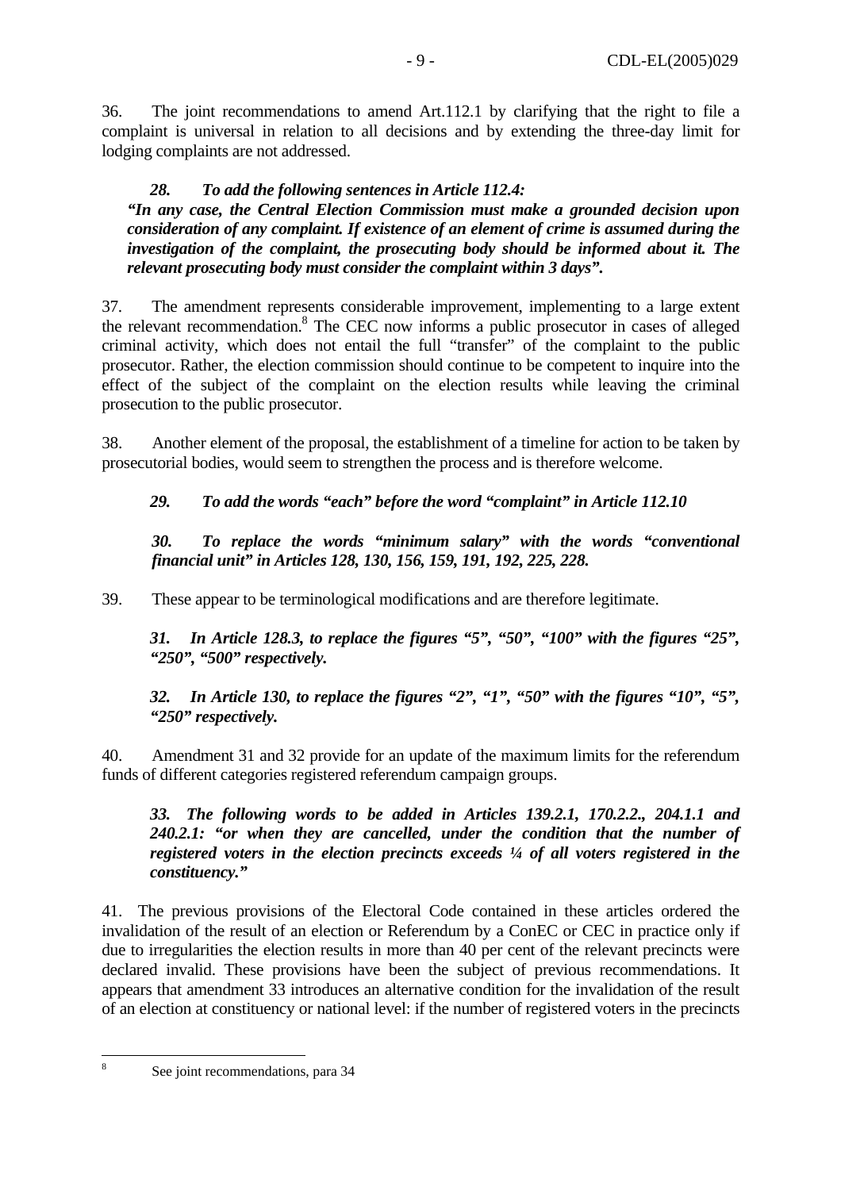36. The joint recommendations to amend Art.112.1 by clarifying that the right to file a complaint is universal in relation to all decisions and by extending the three-day limit for lodging complaints are not addressed.

***28. To add the following sentences in Article 112.4:***
***"In any case, the Central Election Commission must make a grounded decision upon consideration of any complaint. If existence of an element of crime is assumed during the investigation of the complaint, the prosecuting body should be informed about it. The relevant prosecuting body must consider the complaint within 3 days".***

37. The amendment represents considerable improvement, implementing to a large extent the relevant recommendation.[8] The CEC now informs a public prosecutor in cases of alleged criminal activity, which does not entail the full "transfer" of the complaint to the public prosecutor. Rather, the election commission should continue to be competent to inquire into the effect of the subject of the complaint on the election results while leaving the criminal prosecution to the public prosecutor.

38. Another element of the proposal, the establishment of a timeline for action to be taken by prosecutorial bodies, would seem to strengthen the process and is therefore welcome.

***29. To add the words "each" before the word "complaint" in Article 112.10***

***30. To replace the words "minimum salary" with the words "conventional financial unit" in Articles 128, 130, 156, 159, 191, 192, 225, 228.***

39. These appear to be terminological modifications and are therefore legitimate.

***31. In Article 128.3, to replace the figures "5", "50", "100" with the figures "25", "250", "500" respectively.***

***32. In Article 130, to replace the figures "2", "1", "50" with the figures "10", "5", "250" respectively.***

40. Amendment 31 and 32 provide for an update of the maximum limits for the referendum funds of different categories registered referendum campaign groups.

***33. The following words to be added in Articles 139.2.1, 170.2.2., 204.1.1 and 240.2.1: "or when they are cancelled, under the condition that the number of registered voters in the election precincts exceeds ¼ of all voters registered in the constituency."***

41. The previous provisions of the Electoral Code contained in these articles ordered the invalidation of the result of an election or Referendum by a ConEC or CEC in practice only if due to irregularities the election results in more than 40 per cent of the relevant precincts were declared invalid. These provisions have been the subject of previous recommendations. It appears that amendment 33 introduces an alternative condition for the invalidation of the result of an election at constituency or national level: if the number of registered voters in the precincts

---

[8] See joint recommendations, para 34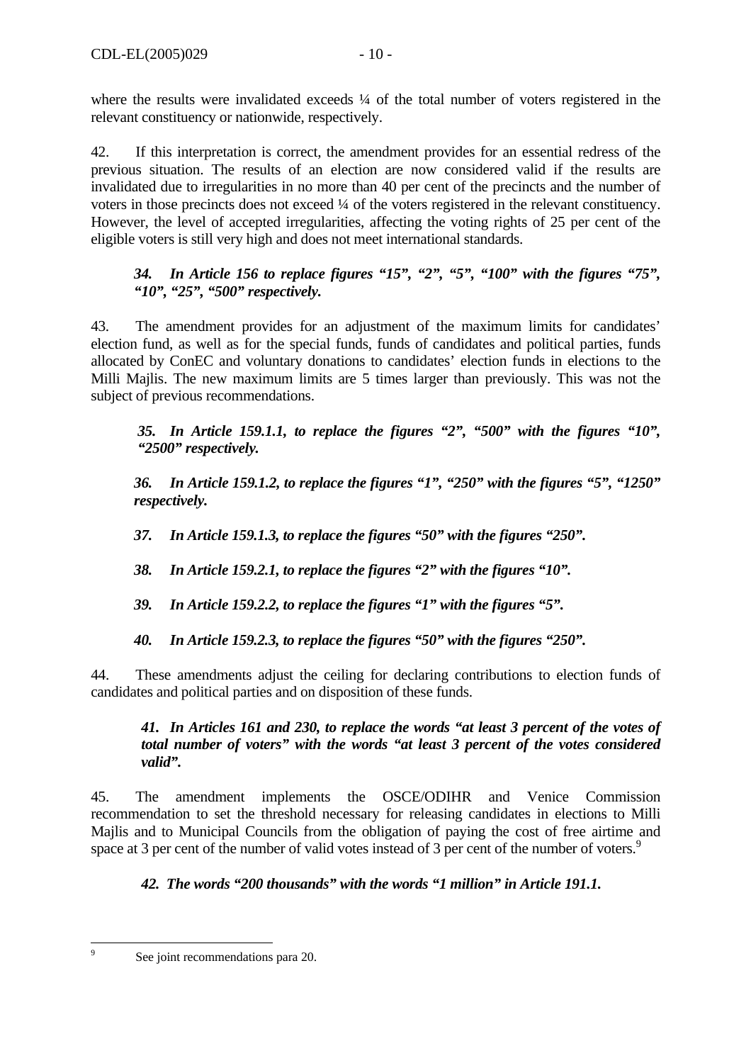where the results were invalidated exceeds ¼ of the total number of voters registered in the relevant constituency or nationwide, respectively.

42. If this interpretation is correct, the amendment provides for an essential redress of the previous situation. The results of an election are now considered valid if the results are invalidated due to irregularities in no more than 40 per cent of the precincts and the number of voters in those precincts does not exceed ¼ of the voters registered in the relevant constituency. However, the level of accepted irregularities, affecting the voting rights of 25 per cent of the eligible voters is still very high and does not meet international standards.

***34. In Article 156 to replace figures "15", "2", "5", "100" with the figures "75", "10", "25", "500" respectively.***

43. The amendment provides for an adjustment of the maximum limits for candidates' election fund, as well as for the special funds, funds of candidates and political parties, funds allocated by ConEC and voluntary donations to candidates' election funds in elections to the Milli Majlis. The new maximum limits are 5 times larger than previously. This was not the subject of previous recommendations.

***35. In Article 159.1.1, to replace the figures "2", "500" with the figures "10", "2500" respectively.***

***36. In Article 159.1.2, to replace the figures "1", "250" with the figures "5", "1250" respectively.***

***37. In Article 159.1.3, to replace the figures "50" with the figures "250".***

***38. In Article 159.2.1, to replace the figures "2" with the figures "10".***

***39. In Article 159.2.2, to replace the figures "1" with the figures "5".***

***40. In Article 159.2.3, to replace the figures "50" with the figures "250".***

44. These amendments adjust the ceiling for declaring contributions to election funds of candidates and political parties and on disposition of these funds.

***41. In Articles 161 and 230, to replace the words "at least 3 percent of the votes of total number of voters" with the words "at least 3 percent of the votes considered valid".***

45. The amendment implements the OSCE/ODIHR and Venice Commission recommendation to set the threshold necessary for releasing candidates in elections to Milli Majlis and to Municipal Councils from the obligation of paying the cost of free airtime and space at 3 per cent of the number of valid votes instead of 3 per cent of the number of voters.[9]

***42. The words "200 thousands" with the words "1 million" in Article 191.1.***

---

[9] See joint recommendations para 20.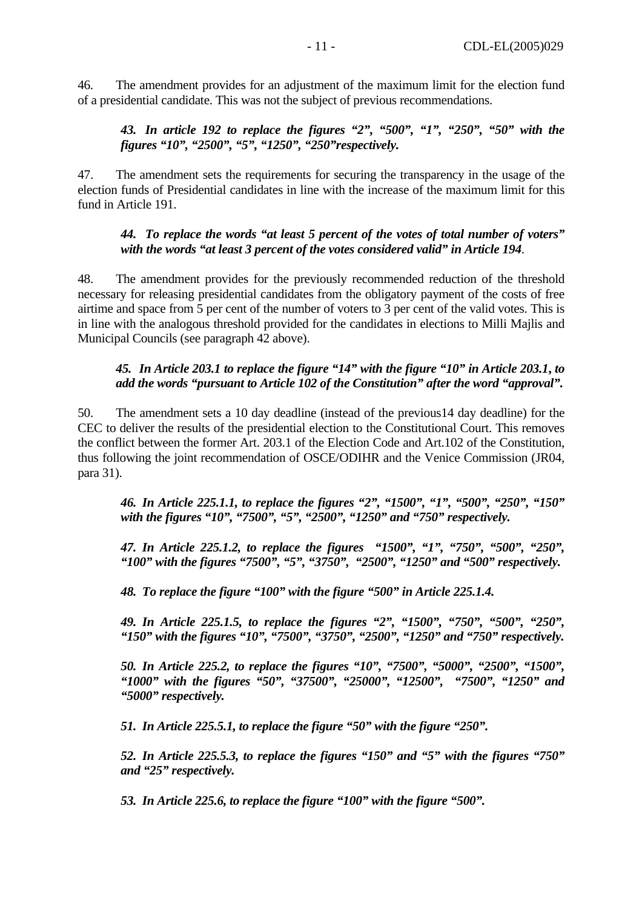46. The amendment provides for an adjustment of the maximum limit for the election fund of a presidential candidate. This was not the subject of previous recommendations.

> ***43. In article 192 to replace the figures "2", "500", "1", "250", "50" with the figures "10", "2500", "5", "1250", "250"respectively.***

47. The amendment sets the requirements for securing the transparency in the usage of the election funds of Presidential candidates in line with the increase of the maximum limit for this fund in Article 191.

> ***44. To replace the words "at least 5 percent of the votes of total number of voters" with the words "at least 3 percent of the votes considered valid" in Article 194***.

48. The amendment provides for the previously recommended reduction of the threshold necessary for releasing presidential candidates from the obligatory payment of the costs of free airtime and space from 5 per cent of the number of voters to 3 per cent of the valid votes. This is in line with the analogous threshold provided for the candidates in elections to Milli Majlis and Municipal Councils (see paragraph 42 above).

> ***45. In Article 203.1 to replace the figure "14" with the figure "10" in Article 203.1, to add the words "pursuant to Article 102 of the Constitution" after the word "approval".***

50. The amendment sets a 10 day deadline (instead of the previous14 day deadline) for the CEC to deliver the results of the presidential election to the Constitutional Court. This removes the conflict between the former Art. 203.1 of the Election Code and Art.102 of the Constitution, thus following the joint recommendation of OSCE/ODIHR and the Venice Commission (JR04, para 31).

> ***46. In Article 225.1.1, to replace the figures "2", "1500", "1", "500", "250", "150" with the figures "10", "7500", "5", "2500", "1250" and "750" respectively.***
>
> ***47. In Article 225.1.2, to replace the figures "1500", "1", "750", "500", "250", "100" with the figures "7500", "5", "3750", "2500", "1250" and "500" respectively.***
>
> ***48. To replace the figure "100" with the figure "500" in Article 225.1.4.***
>
> ***49. In Article 225.1.5, to replace the figures "2", "1500", "750", "500", "250", "150" with the figures "10", "7500", "3750", "2500", "1250" and "750" respectively.***
>
> ***50. In Article 225.2, to replace the figures "10", "7500", "5000", "2500", "1500", "1000" with the figures "50", "37500", "25000", "12500", "7500", "1250" and "5000" respectively.***
>
> ***51. In Article 225.5.1, to replace the figure "50" with the figure "250".***
>
> ***52. In Article 225.5.3, to replace the figures "150" and "5" with the figures "750" and "25" respectively.***
>
> ***53. In Article 225.6, to replace the figure "100" with the figure "500".***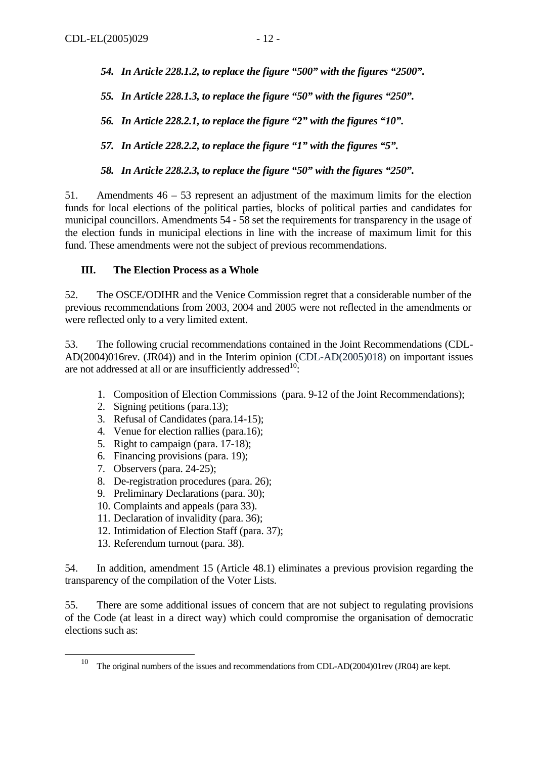***54. In Article 228.1.2, to replace the figure "500" with the figures "2500".***

***55. In Article 228.1.3, to replace the figure "50" with the figures "250".***

***56. In Article 228.2.1, to replace the figure "2" with the figures "10".***

***57. In Article 228.2.2, to replace the figure "1" with the figures "5".***

***58. In Article 228.2.3, to replace the figure "50" with the figures "250".***

51. Amendments 46 – 53 represent an adjustment of the maximum limits for the election funds for local elections of the political parties, blocks of political parties and candidates for municipal councillors. Amendments 54 - 58 set the requirements for transparency in the usage of the election funds in municipal elections in line with the increase of maximum limit for this fund. These amendments were not the subject of previous recommendations.

## III. The Election Process as a Whole

52. The OSCE/ODIHR and the Venice Commission regret that a considerable number of the previous recommendations from 2003, 2004 and 2005 were not reflected in the amendments or were reflected only to a very limited extent.

53. The following crucial recommendations contained in the Joint Recommendations (CDL-AD(2004)016rev. (JR04)) and in the Interim opinion (CDL-AD(2005)018) on important issues are not addressed at all or are insufficiently addressed[10]:

1. Composition of Election Commissions (para. 9-12 of the Joint Recommendations);
2. Signing petitions (para.13);
3. Refusal of Candidates (para.14-15);
4. Venue for election rallies (para.16);
5. Right to campaign (para. 17-18);
6. Financing provisions (para. 19);
7. Observers (para. 24-25);
8. De-registration procedures (para. 26);
9. Preliminary Declarations (para. 30);
10. Complaints and appeals (para 33).
11. Declaration of invalidity (para. 36);
12. Intimidation of Election Staff (para. 37);
13. Referendum turnout (para. 38).

54. In addition, amendment 15 (Article 48.1) eliminates a previous provision regarding the transparency of the compilation of the Voter Lists.

55. There are some additional issues of concern that are not subject to regulating provisions of the Code (at least in a direct way) which could compromise the organisation of democratic elections such as:

[10] The original numbers of the issues and recommendations from CDL-AD(2004)01rev (JR04) are kept.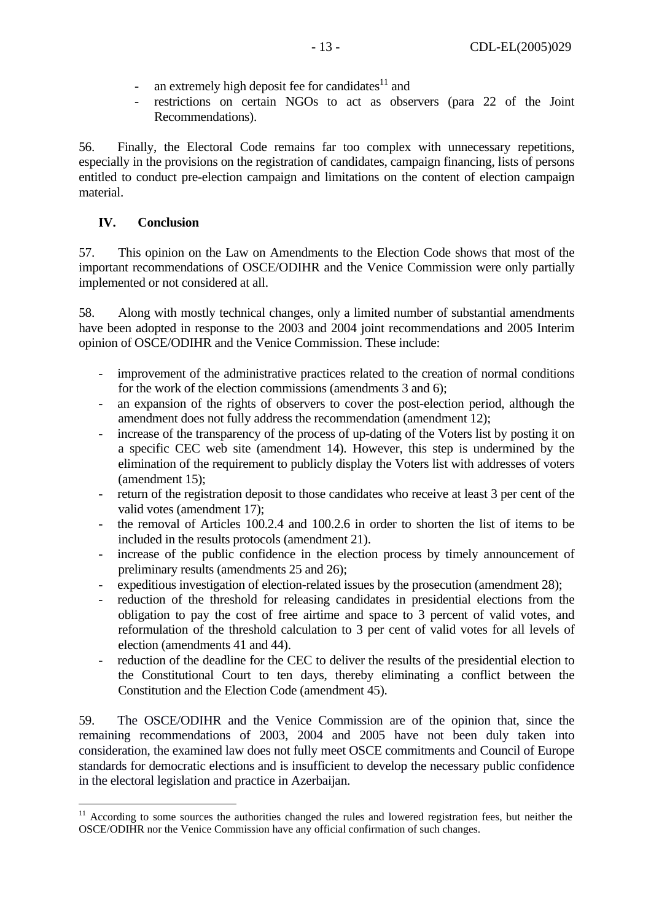- an extremely high deposit fee for candidates[11] and
- restrictions on certain NGOs to act as observers (para 22 of the Joint Recommendations).

56. Finally, the Electoral Code remains far too complex with unnecessary repetitions, especially in the provisions on the registration of candidates, campaign financing, lists of persons entitled to conduct pre-election campaign and limitations on the content of election campaign material.

## IV. Conclusion

57. This opinion on the Law on Amendments to the Election Code shows that most of the important recommendations of OSCE/ODIHR and the Venice Commission were only partially implemented or not considered at all.

58. Along with mostly technical changes, only a limited number of substantial amendments have been adopted in response to the 2003 and 2004 joint recommendations and 2005 Interim opinion of OSCE/ODIHR and the Venice Commission. These include:

- improvement of the administrative practices related to the creation of normal conditions for the work of the election commissions (amendments 3 and 6);
- an expansion of the rights of observers to cover the post-election period, although the amendment does not fully address the recommendation (amendment 12);
- increase of the transparency of the process of up-dating of the Voters list by posting it on a specific CEC web site (amendment 14). However, this step is undermined by the elimination of the requirement to publicly display the Voters list with addresses of voters (amendment 15);
- return of the registration deposit to those candidates who receive at least 3 per cent of the valid votes (amendment 17);
- the removal of Articles 100.2.4 and 100.2.6 in order to shorten the list of items to be included in the results protocols (amendment 21).
- increase of the public confidence in the election process by timely announcement of preliminary results (amendments 25 and 26);
- expeditious investigation of election-related issues by the prosecution (amendment 28);
- reduction of the threshold for releasing candidates in presidential elections from the obligation to pay the cost of free airtime and space to 3 percent of valid votes, and reformulation of the threshold calculation to 3 per cent of valid votes for all levels of election (amendments 41 and 44).
- reduction of the deadline for the CEC to deliver the results of the presidential election to the Constitutional Court to ten days, thereby eliminating a conflict between the Constitution and the Election Code (amendment 45).

59. The OSCE/ODIHR and the Venice Commission are of the opinion that, since the remaining recommendations of 2003, 2004 and 2005 have not been duly taken into consideration, the examined law does not fully meet OSCE commitments and Council of Europe standards for democratic elections and is insufficient to develop the necessary public confidence in the electoral legislation and practice in Azerbaijan.

[11] According to some sources the authorities changed the rules and lowered registration fees, but neither the OSCE/ODIHR nor the Venice Commission have any official confirmation of such changes.